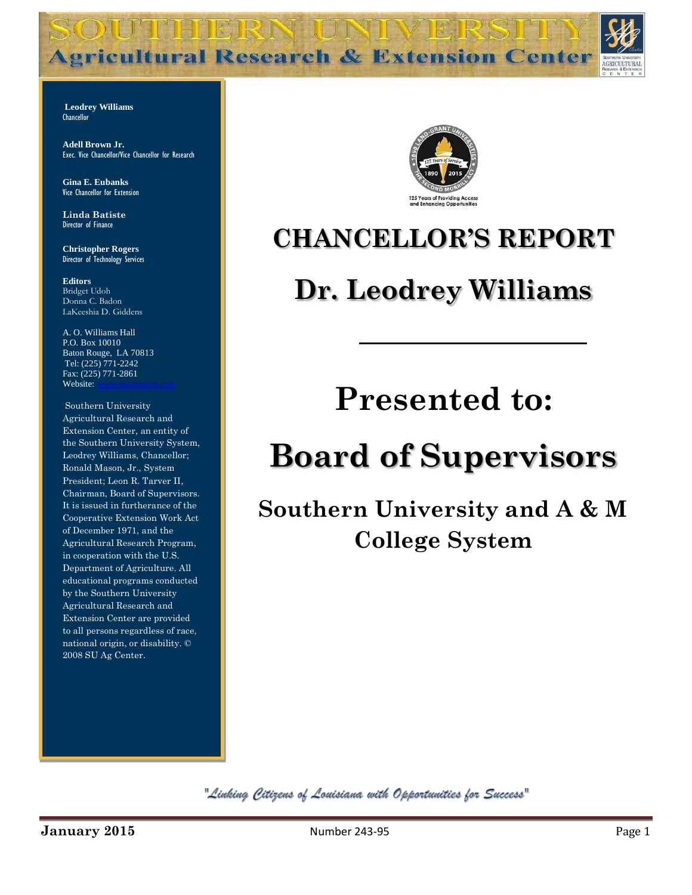# SOUTHERN UNIVERSITY
## Agricultural Research & Extension Center

**Leodrey Williams**
Chancellor

**Adell Brown Jr.**
Exec. Vice Chancellor/Vice Chancellor for Research

**Gina E. Eubanks**
Vice Chancellor for Extension

**Linda Batiste**
Director of Finance

**Christopher Rogers**
Director of Technology Services

**Editors**
Bridget Udoh
Donna C. Badon
LaKeeshia D. Giddens

A. O. Williams Hall
P.O. Box 10010
Baton Rouge, LA 70813
Tel: (225) 771-2242
Fax: (225) 771-2861
Website: www.suagcenter.com

Southern University Agricultural Research and Extension Center, an entity of the Southern University System, Leodrey Williams, Chancellor; Ronald Mason, Jr., System President; Leon R. Tarver II, Chairman, Board of Supervisors. It is issued in furtherance of the Cooperative Extension Work Act of December 1971, and the Agricultural Research Program, in cooperation with the U.S. Department of Agriculture. All educational programs conducted by the Southern University Agricultural Research and Extension Center are provided to all persons regardless of race, national origin, or disability. © 2008 SU Ag Center.

125 Years of Providing Access and Enhancing Opportunities

# CHANCELLOR'S REPORT

# Dr. Leodrey Williams

---

# Presented to:

# Board of Supervisors

## Southern University and A & M College System

*"Linking Citizens of Louisiana with Opportunities for Success"*

**January 2015** Number 243-95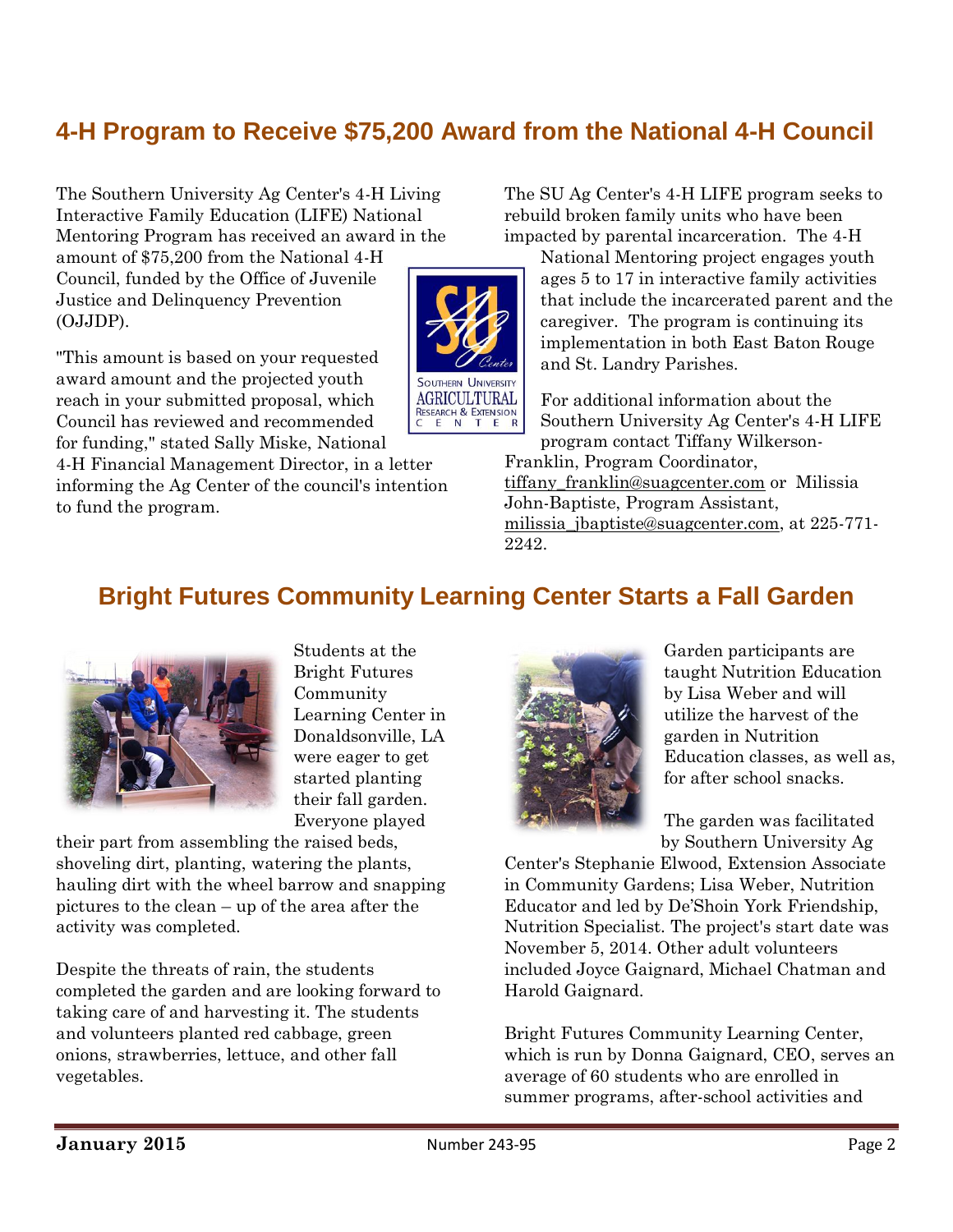## 4-H Program to Receive $75,200 Award from the National 4-H Council

The Southern University Ag Center's 4-H Living Interactive Family Education (LIFE) National Mentoring Program has received an award in the amount of $75,200 from the National 4-H Council, funded by the Office of Juvenile Justice and Delinquency Prevention (OJJDP).

"This amount is based on your requested award amount and the projected youth reach in your submitted proposal, which Council has reviewed and recommended for funding," stated Sally Miske, National 4-H Financial Management Director, in a letter informing the Ag Center of the council's intention to fund the program.

The SU Ag Center's 4-H LIFE program seeks to rebuild broken family units who have been impacted by parental incarceration. The 4-H National Mentoring project engages youth ages 5 to 17 in interactive family activities that include the incarcerated parent and the caregiver. The program is continuing its implementation in both East Baton Rouge and St. Landry Parishes.

For additional information about the Southern University Ag Center's 4-H LIFE program contact Tiffany Wilkerson-Franklin, Program Coordinator, tiffany_franklin@suagcenter.com or Milissia John-Baptiste, Program Assistant, milissia_jbaptiste@suagcenter.com, at 225-771-2242.

## Bright Futures Community Learning Center Starts a Fall Garden

Students at the Bright Futures Community Learning Center in Donaldsonville, LA were eager to get started planting their fall garden. Everyone played their part from assembling the raised beds, shoveling dirt, planting, watering the plants, hauling dirt with the wheel barrow and snapping pictures to the clean – up of the area after the activity was completed.

Despite the threats of rain, the students completed the garden and are looking forward to taking care of and harvesting it. The students and volunteers planted red cabbage, green onions, strawberries, lettuce, and other fall vegetables.

Garden participants are taught Nutrition Education by Lisa Weber and will utilize the harvest of the garden in Nutrition Education classes, as well as, for after school snacks.

The garden was facilitated by Southern University Ag Center's Stephanie Elwood, Extension Associate in Community Gardens; Lisa Weber, Nutrition Educator and led by De'Shoin York Friendship, Nutrition Specialist. The project's start date was November 5, 2014. Other adult volunteers included Joyce Gaignard, Michael Chatman and Harold Gaignard.

Bright Futures Community Learning Center, which is run by Donna Gaignard, CEO, serves an average of 60 students who are enrolled in summer programs, after-school activities and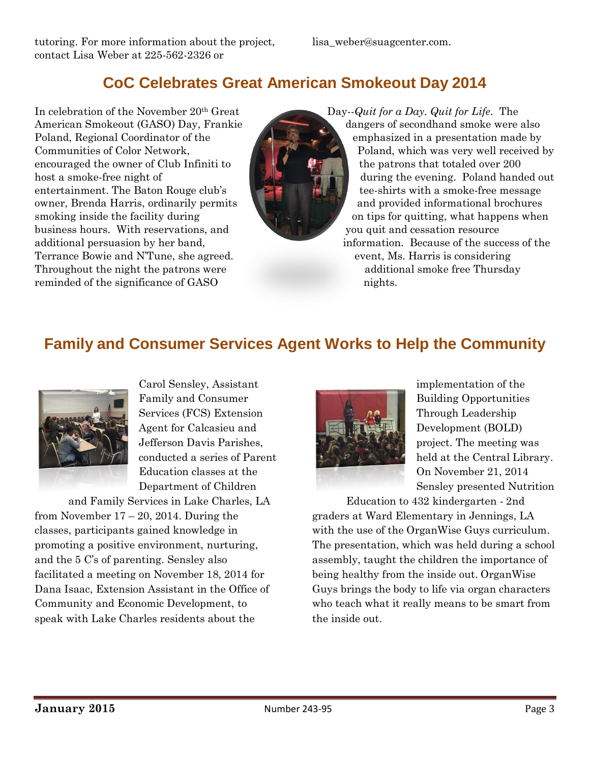tutoring. For more information about the project, contact Lisa Weber at 225-562-2326 or lisa_weber@suagcenter.com.

## CoC Celebrates Great American Smokeout Day 2014

In celebration of the November 20th Great American Smokeout (GASO) Day, Frankie Poland, Regional Coordinator of the Communities of Color Network, encouraged the owner of Club Infiniti to host a smoke-free night of entertainment. The Baton Rouge club's owner, Brenda Harris, ordinarily permits smoking inside the facility during business hours. With reservations, and additional persuasion by her band, Terrance Bowie and N'Tune, she agreed. Throughout the night the patrons were reminded of the significance of GASO Day--*Quit for a Day. Quit for Life*. The dangers of secondhand smoke were also emphasized in a presentation made by Poland, which was very well received by the patrons that totaled over 200 during the evening. Poland handed out tee-shirts with a smoke-free message and provided informational brochures on tips for quitting, what happens when you quit and cessation resource information. Because of the success of the event, Ms. Harris is considering additional smoke free Thursday nights.

## Family and Consumer Services Agent Works to Help the Community

Carol Sensley, Assistant Family and Consumer Services (FCS) Extension Agent for Calcasieu and Jefferson Davis Parishes, conducted a series of Parent Education classes at the Department of Children and Family Services in Lake Charles, LA from November 17 – 20, 2014. During the classes, participants gained knowledge in promoting a positive environment, nurturing, and the 5 C's of parenting. Sensley also facilitated a meeting on November 18, 2014 for Dana Isaac, Extension Assistant in the Office of Community and Economic Development, to speak with Lake Charles residents about the implementation of the Building Opportunities Through Leadership Development (BOLD) project. The meeting was held at the Central Library. On November 21, 2014 Sensley presented Nutrition Education to 432 kindergarten - 2nd graders at Ward Elementary in Jennings, LA with the use of the OrganWise Guys curriculum. The presentation, which was held during a school assembly, taught the children the importance of being healthy from the inside out. OrganWise Guys brings the body to life via organ characters who teach what it really means to be smart from the inside out.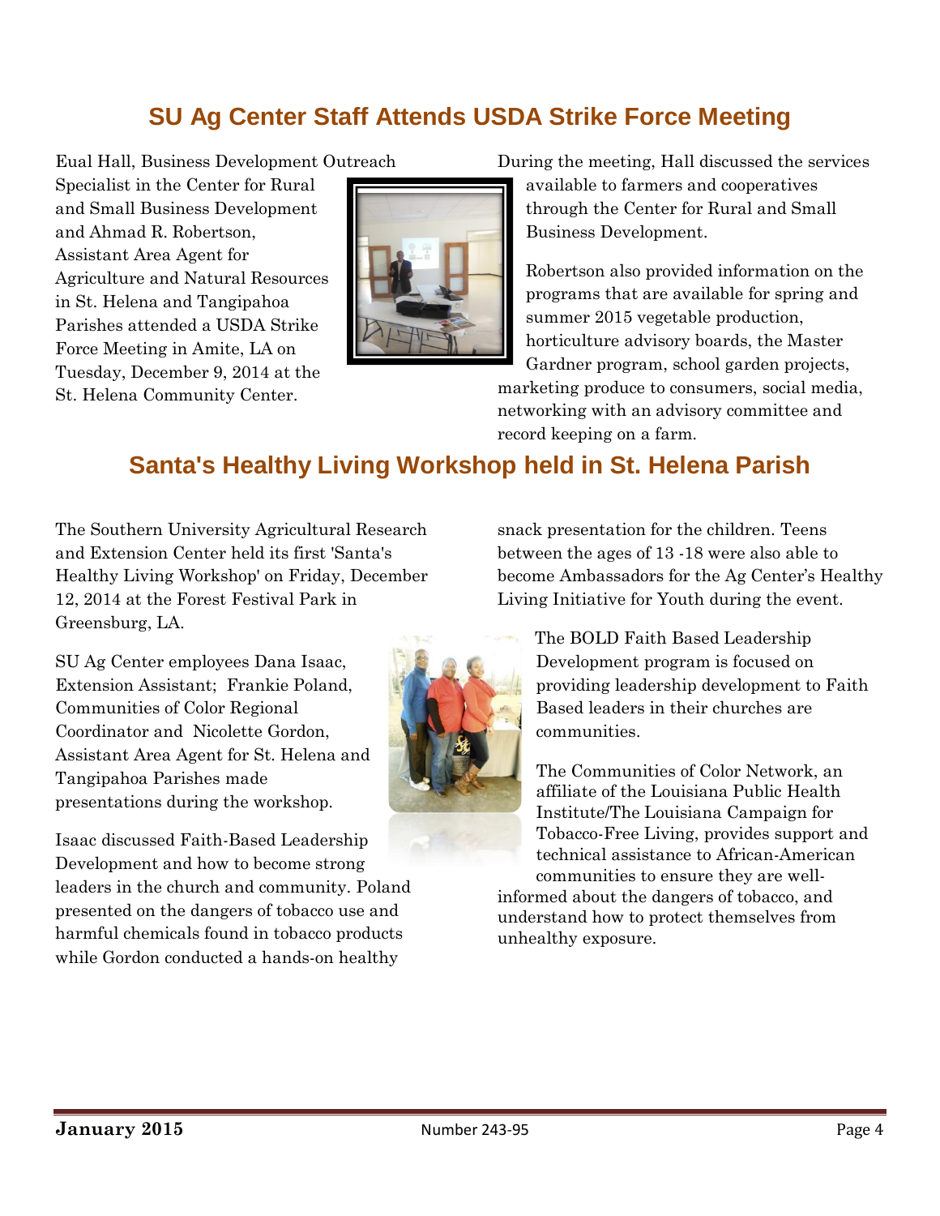## SU Ag Center Staff Attends USDA Strike Force Meeting

Eual Hall, Business Development Outreach Specialist in the Center for Rural and Small Business Development and Ahmad R. Robertson, Assistant Area Agent for Agriculture and Natural Resources in St. Helena and Tangipahoa Parishes attended a USDA Strike Force Meeting in Amite, LA on Tuesday, December 9, 2014 at the St. Helena Community Center.

During the meeting, Hall discussed the services available to farmers and cooperatives through the Center for Rural and Small Business Development.

Robertson also provided information on the programs that are available for spring and summer 2015 vegetable production, horticulture advisory boards, the Master Gardner program, school garden projects, marketing produce to consumers, social media, networking with an advisory committee and record keeping on a farm.

## Santa's Healthy Living Workshop held in St. Helena Parish

The Southern University Agricultural Research and Extension Center held its first 'Santa's Healthy Living Workshop' on Friday, December 12, 2014 at the Forest Festival Park in Greensburg, LA.

SU Ag Center employees Dana Isaac, Extension Assistant; Frankie Poland, Communities of Color Regional Coordinator and Nicolette Gordon, Assistant Area Agent for St. Helena and Tangipahoa Parishes made presentations during the workshop.

Isaac discussed Faith-Based Leadership Development and how to become strong leaders in the church and community. Poland presented on the dangers of tobacco use and harmful chemicals found in tobacco products while Gordon conducted a hands-on healthy snack presentation for the children. Teens between the ages of 13 -18 were also able to become Ambassadors for the Ag Center's Healthy Living Initiative for Youth during the event.

The BOLD Faith Based Leadership Development program is focused on providing leadership development to Faith Based leaders in their churches are communities.

The Communities of Color Network, an affiliate of the Louisiana Public Health Institute/The Louisiana Campaign for Tobacco-Free Living, provides support and technical assistance to African-American communities to ensure they are well-informed about the dangers of tobacco, and understand how to protect themselves from unhealthy exposure.